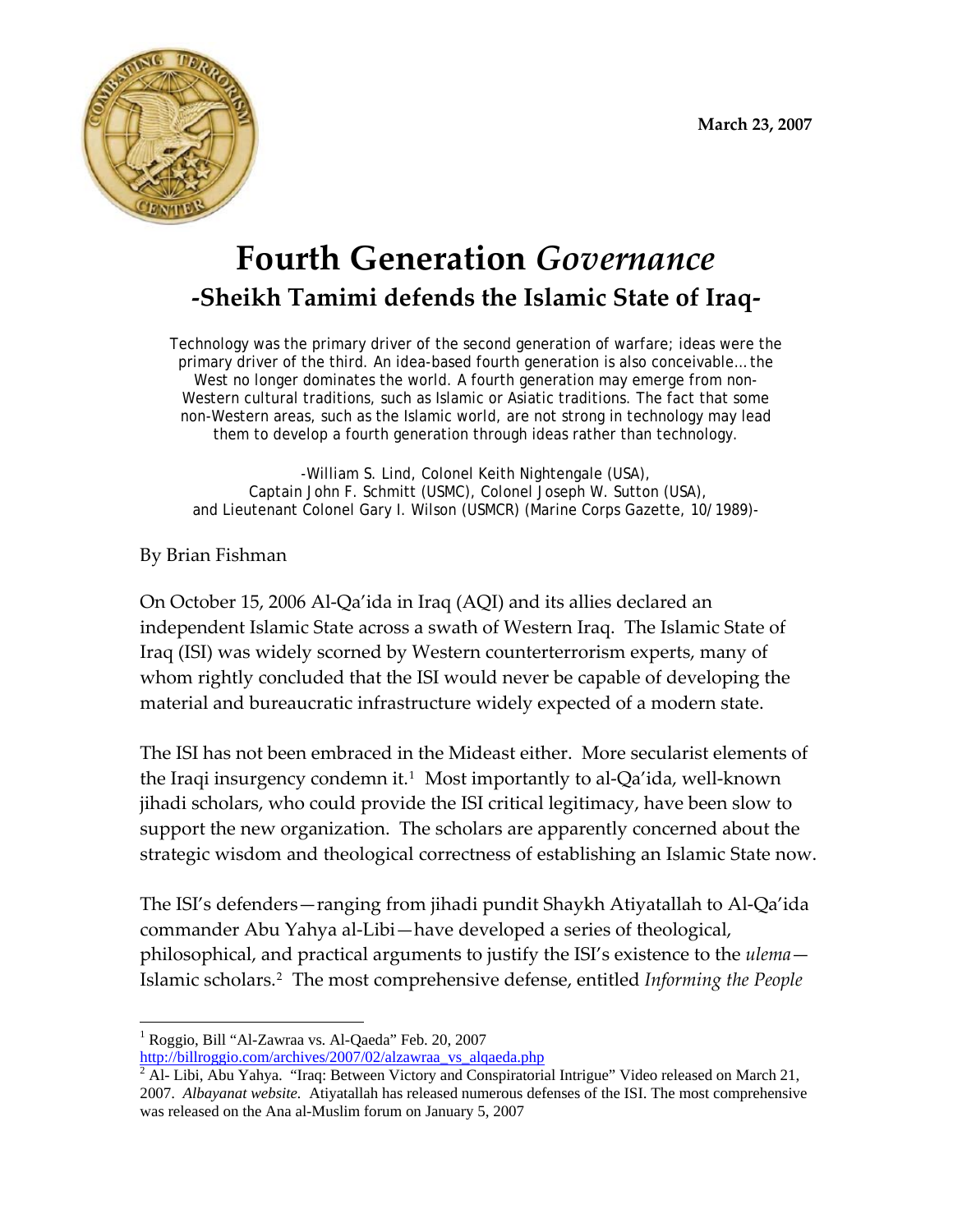March 23, 2007

# Fourth Generation *Governance*

## -Sheikh Tamimi defends the Islamic State of Iraq-

Technology was the primary driver of the second generation of warfare; ideas were the primary driver of the third. An idea-based fourth generation is also conceivable… the West no longer dominates the world. A fourth generation may emerge from non-Western cultural traditions, such as Islamic or Asiatic traditions. The fact that some non-Western areas, such as the Islamic world, are not strong in technology may lead them to develop a fourth generation through ideas rather than technology.

-William S. Lind, Colonel Keith Nightengale (USA),
Captain John F. Schmitt (USMC), Colonel Joseph W. Sutton (USA),
and Lieutenant Colonel Gary I. Wilson (USMCR) (Marine Corps Gazette, 10/1989)-

By Brian Fishman

On October 15, 2006 Al-Qa'ida in Iraq (AQI) and its allies declared an independent Islamic State across a swath of Western Iraq. The Islamic State of Iraq (ISI) was widely scorned by Western counterterrorism experts, many of whom rightly concluded that the ISI would never be capable of developing the material and bureaucratic infrastructure widely expected of a modern state.

The ISI has not been embraced in the Mideast either. More secularist elements of the Iraqi insurgency condemn it.[1] Most importantly to al-Qa'ida, well-known jihadi scholars, who could provide the ISI critical legitimacy, have been slow to support the new organization. The scholars are apparently concerned about the strategic wisdom and theological correctness of establishing an Islamic State now.

The ISI's defenders—ranging from jihadi pundit Shaykh Atiyatallah to Al-Qa'ida commander Abu Yahya al-Libi—have developed a series of theological, philosophical, and practical arguments to justify the ISI's existence to the *ulema*—Islamic scholars.[2] The most comprehensive defense, entitled *Informing the People*

---

[1] Roggio, Bill "Al-Zawraa vs. Al-Qaeda" Feb. 20, 2007 http://billroggio.com/archives/2007/02/alzawraa_vs_alqaeda.php

[2] Al- Libi, Abu Yahya. "Iraq: Between Victory and Conspiratorial Intrigue" Video released on March 21, 2007. *Albayanat website.* Atiyatallah has released numerous defenses of the ISI. The most comprehensive was released on the Ana al-Muslim forum on January 5, 2007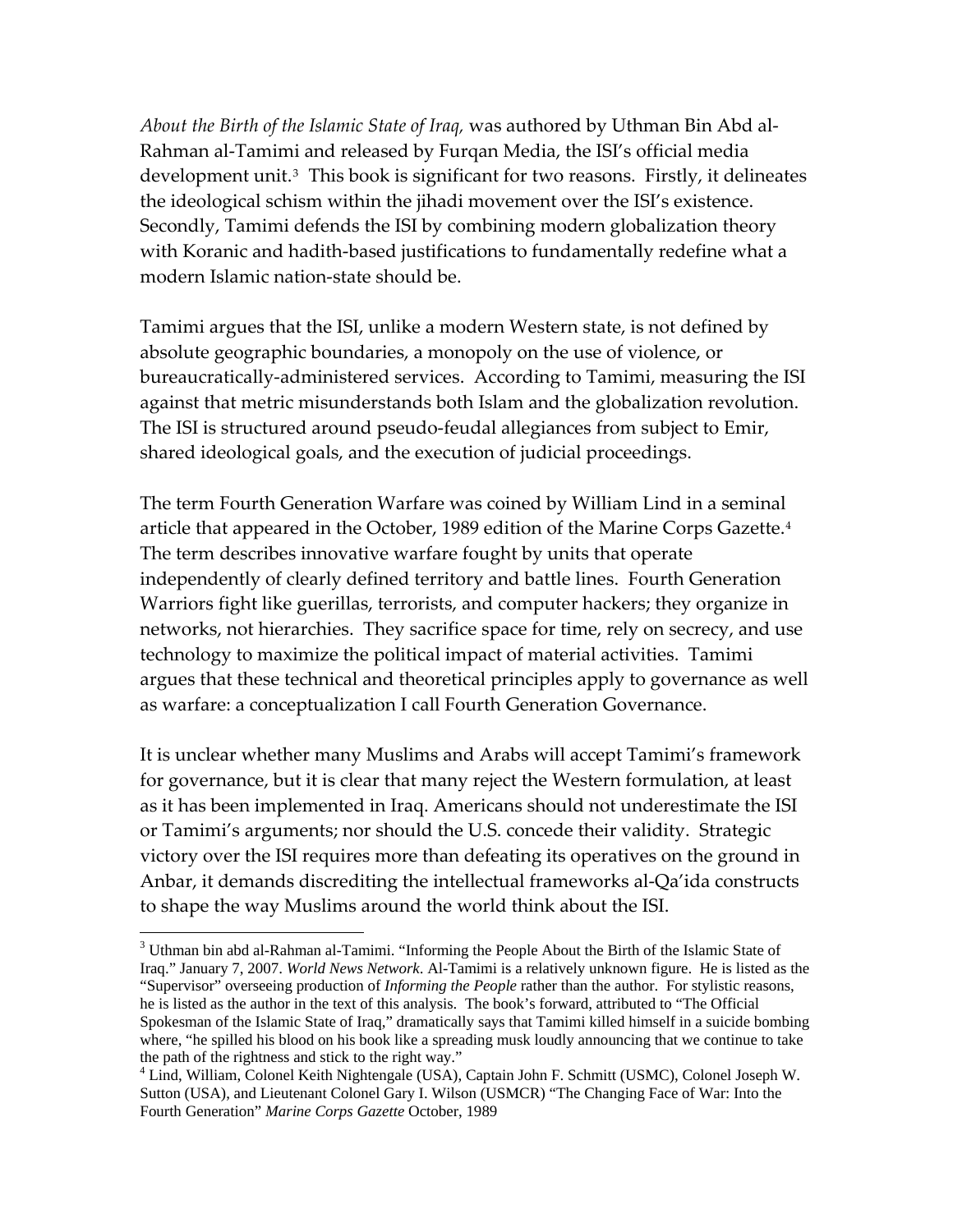*About the Birth of the Islamic State of Iraq,* was authored by Uthman Bin Abd al-Rahman al-Tamimi and released by Furqan Media, the ISI's official media development unit.[3] This book is significant for two reasons. Firstly, it delineates the ideological schism within the jihadi movement over the ISI's existence. Secondly, Tamimi defends the ISI by combining modern globalization theory with Koranic and hadith-based justifications to fundamentally redefine what a modern Islamic nation-state should be.

Tamimi argues that the ISI, unlike a modern Western state, is not defined by absolute geographic boundaries, a monopoly on the use of violence, or bureaucratically-administered services. According to Tamimi, measuring the ISI against that metric misunderstands both Islam and the globalization revolution. The ISI is structured around pseudo-feudal allegiances from subject to Emir, shared ideological goals, and the execution of judicial proceedings.

The term Fourth Generation Warfare was coined by William Lind in a seminal article that appeared in the October, 1989 edition of the Marine Corps Gazette.[4] The term describes innovative warfare fought by units that operate independently of clearly defined territory and battle lines. Fourth Generation Warriors fight like guerillas, terrorists, and computer hackers; they organize in networks, not hierarchies. They sacrifice space for time, rely on secrecy, and use technology to maximize the political impact of material activities. Tamimi argues that these technical and theoretical principles apply to governance as well as warfare: a conceptualization I call Fourth Generation Governance.

It is unclear whether many Muslims and Arabs will accept Tamimi's framework for governance, but it is clear that many reject the Western formulation, at least as it has been implemented in Iraq. Americans should not underestimate the ISI or Tamimi's arguments; nor should the U.S. concede their validity. Strategic victory over the ISI requires more than defeating its operatives on the ground in Anbar, it demands discrediting the intellectual frameworks al-Qa'ida constructs to shape the way Muslims around the world think about the ISI.

---

[3] Uthman bin abd al-Rahman al-Tamimi. "Informing the People About the Birth of the Islamic State of Iraq." January 7, 2007. *World News Network*. Al-Tamimi is a relatively unknown figure. He is listed as the "Supervisor" overseeing production of *Informing the People* rather than the author. For stylistic reasons, he is listed as the author in the text of this analysis. The book's forward, attributed to "The Official Spokesman of the Islamic State of Iraq," dramatically says that Tamimi killed himself in a suicide bombing where, "he spilled his blood on his book like a spreading musk loudly announcing that we continue to take the path of the rightness and stick to the right way."

[4] Lind, William, Colonel Keith Nightengale (USA), Captain John F. Schmitt (USMC), Colonel Joseph W. Sutton (USA), and Lieutenant Colonel Gary I. Wilson (USMCR) "The Changing Face of War: Into the Fourth Generation" *Marine Corps Gazette* October, 1989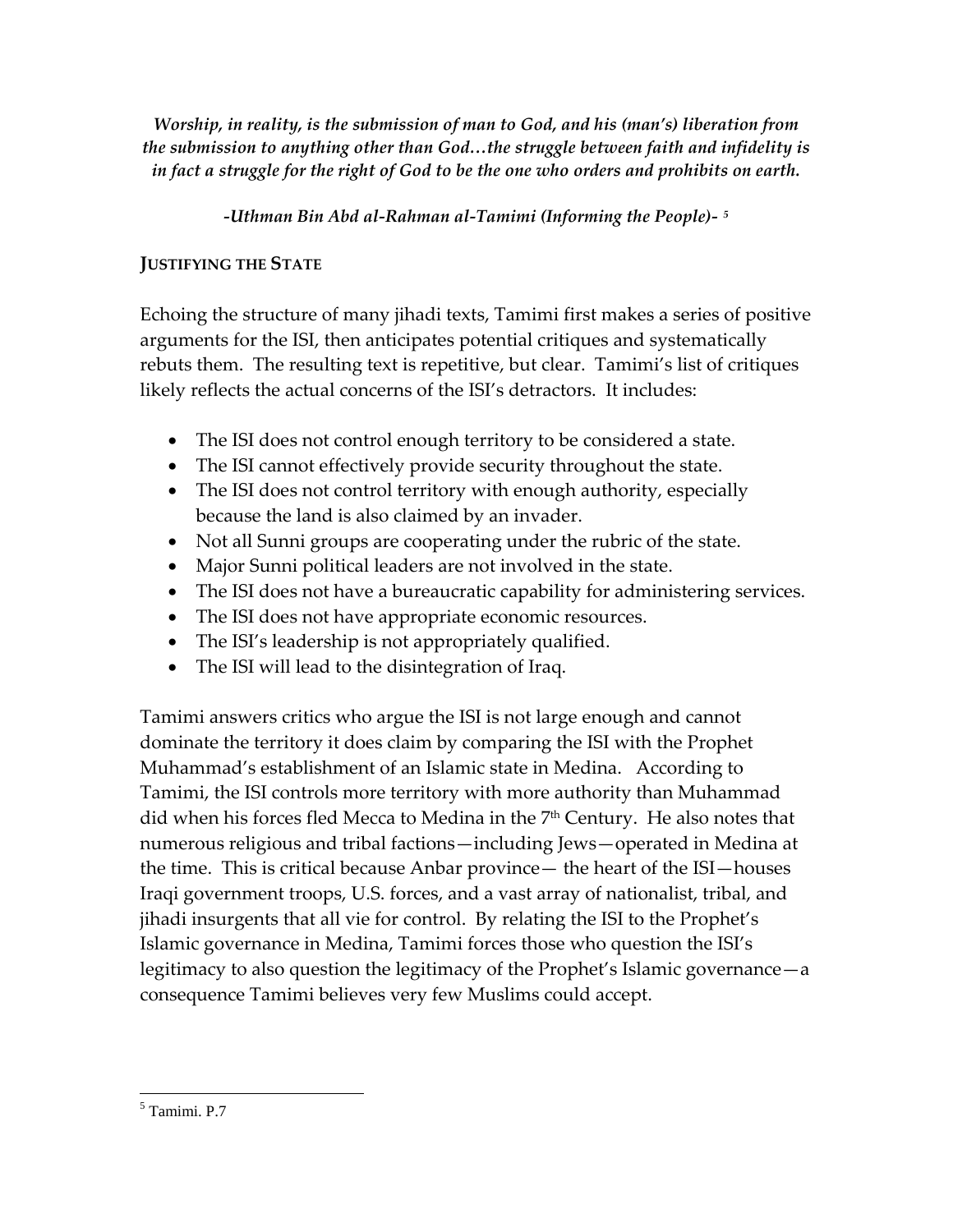*Worship, in reality, is the submission of man to God, and his (man's) liberation from the submission to anything other than God…the struggle between faith and infidelity is in fact a struggle for the right of God to be the one who orders and prohibits on earth.*

*-Uthman Bin Abd al-Rahman al-Tamimi (Informing the People)-* [5]

## JUSTIFYING THE STATE

Echoing the structure of many jihadi texts, Tamimi first makes a series of positive arguments for the ISI, then anticipates potential critiques and systematically rebuts them. The resulting text is repetitive, but clear. Tamimi's list of critiques likely reflects the actual concerns of the ISI's detractors. It includes:

- The ISI does not control enough territory to be considered a state.
- The ISI cannot effectively provide security throughout the state.
- The ISI does not control territory with enough authority, especially because the land is also claimed by an invader.
- Not all Sunni groups are cooperating under the rubric of the state.
- Major Sunni political leaders are not involved in the state.
- The ISI does not have a bureaucratic capability for administering services.
- The ISI does not have appropriate economic resources.
- The ISI's leadership is not appropriately qualified.
- The ISI will lead to the disintegration of Iraq.

Tamimi answers critics who argue the ISI is not large enough and cannot dominate the territory it does claim by comparing the ISI with the Prophet Muhammad's establishment of an Islamic state in Medina. According to Tamimi, the ISI controls more territory with more authority than Muhammad did when his forces fled Mecca to Medina in the 7th Century. He also notes that numerous religious and tribal factions—including Jews—operated in Medina at the time. This is critical because Anbar province— the heart of the ISI—houses Iraqi government troops, U.S. forces, and a vast array of nationalist, tribal, and jihadi insurgents that all vie for control. By relating the ISI to the Prophet's Islamic governance in Medina, Tamimi forces those who question the ISI's legitimacy to also question the legitimacy of the Prophet's Islamic governance—a consequence Tamimi believes very few Muslims could accept.

---

[5] Tamimi. P.7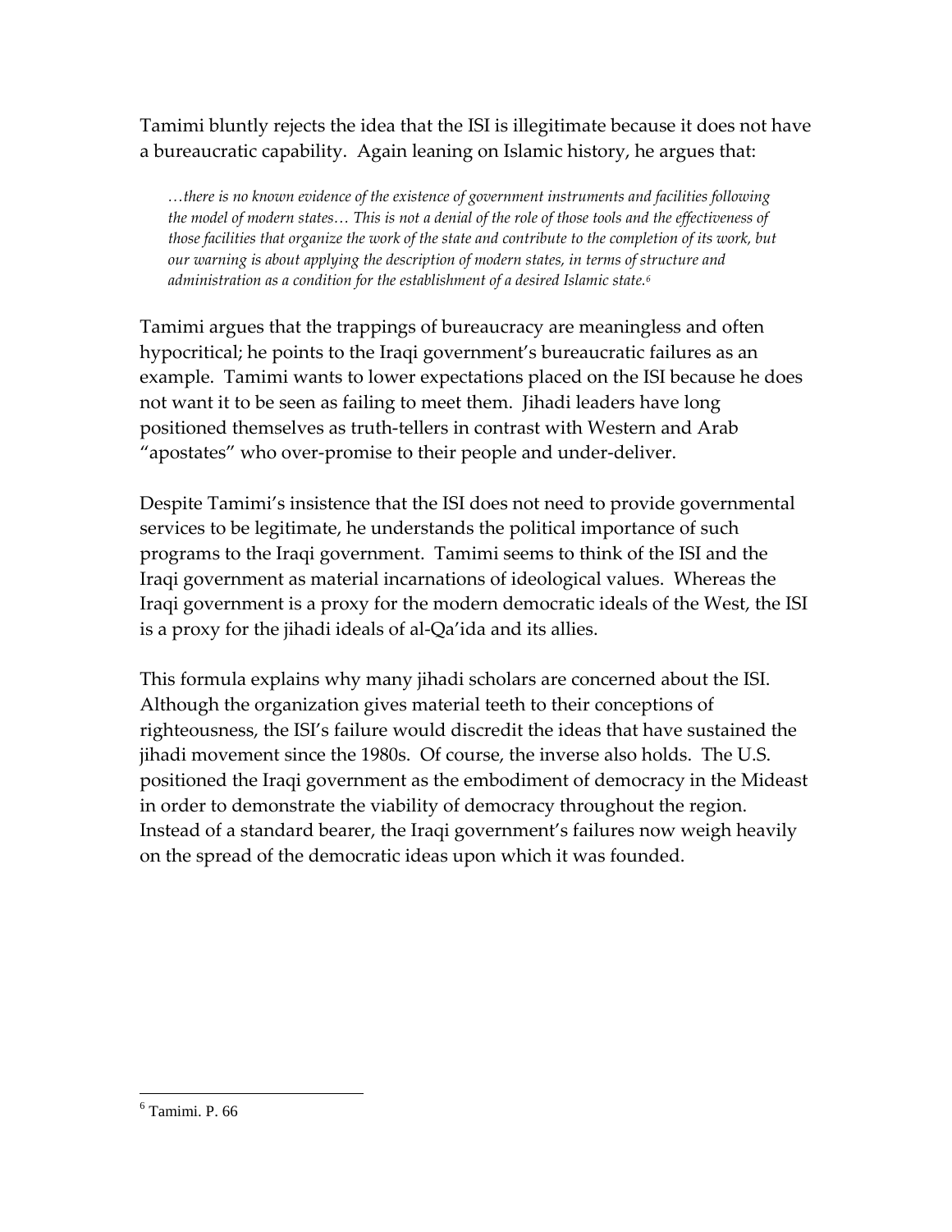Tamimi bluntly rejects the idea that the ISI is illegitimate because it does not have a bureaucratic capability. Again leaning on Islamic history, he argues that:

> *…there is no known evidence of the existence of government instruments and facilities following the model of modern states… This is not a denial of the role of those tools and the effectiveness of those facilities that organize the work of the state and contribute to the completion of its work, but our warning is about applying the description of modern states, in terms of structure and administration as a condition for the establishment of a desired Islamic state.*[6]

Tamimi argues that the trappings of bureaucracy are meaningless and often hypocritical; he points to the Iraqi government's bureaucratic failures as an example. Tamimi wants to lower expectations placed on the ISI because he does not want it to be seen as failing to meet them. Jihadi leaders have long positioned themselves as truth-tellers in contrast with Western and Arab "apostates" who over-promise to their people and under-deliver.

Despite Tamimi's insistence that the ISI does not need to provide governmental services to be legitimate, he understands the political importance of such programs to the Iraqi government. Tamimi seems to think of the ISI and the Iraqi government as material incarnations of ideological values. Whereas the Iraqi government is a proxy for the modern democratic ideals of the West, the ISI is a proxy for the jihadi ideals of al-Qa'ida and its allies.

This formula explains why many jihadi scholars are concerned about the ISI. Although the organization gives material teeth to their conceptions of righteousness, the ISI's failure would discredit the ideas that have sustained the jihadi movement since the 1980s. Of course, the inverse also holds. The U.S. positioned the Iraqi government as the embodiment of democracy in the Mideast in order to demonstrate the viability of democracy throughout the region. Instead of a standard bearer, the Iraqi government's failures now weigh heavily on the spread of the democratic ideas upon which it was founded.

---

[6] Tamimi. P. 66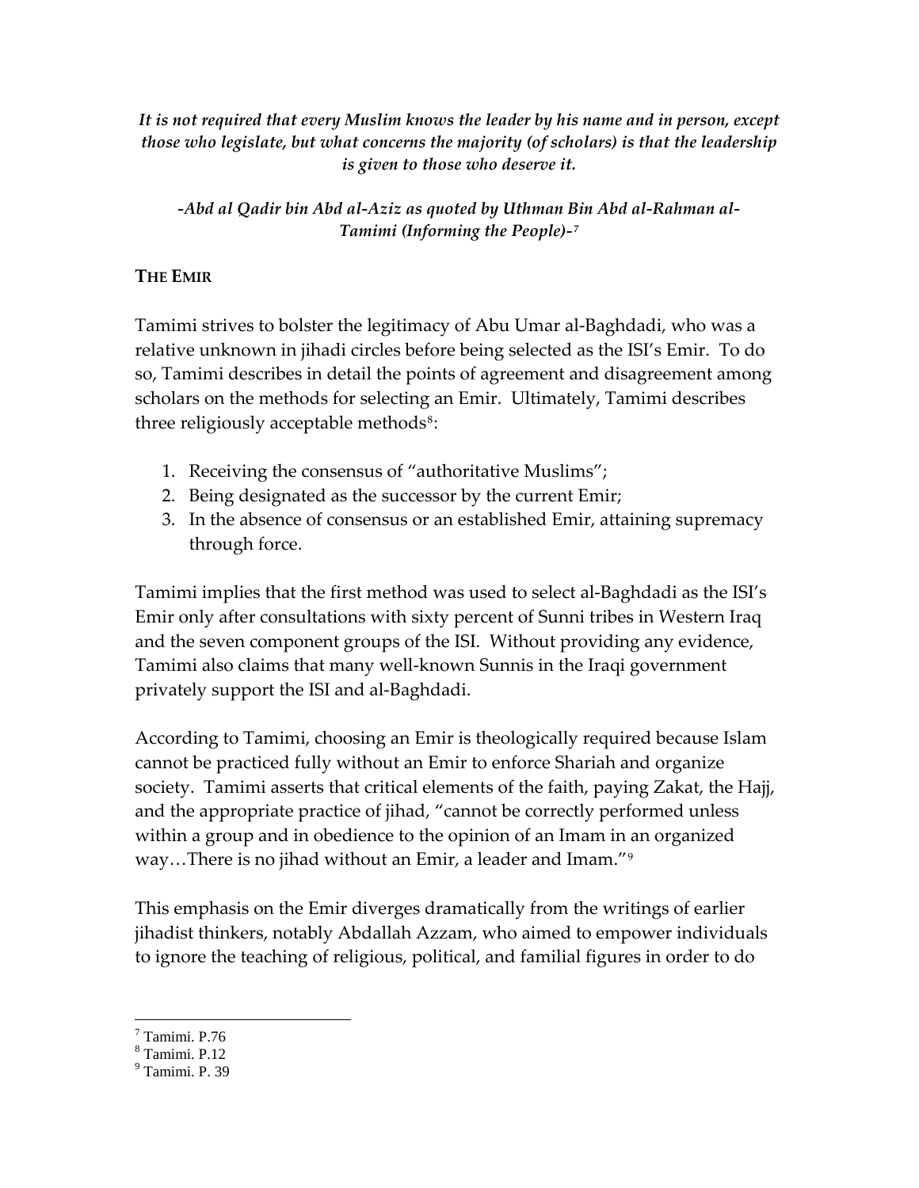*It is not required that every Muslim knows the leader by his name and in person, except those who legislate, but what concerns the majority (of scholars) is that the leadership is given to those who deserve it.*

*-Abd al Qadir bin Abd al-Aziz as quoted by Uthman Bin Abd al-Rahman al-Tamimi (Informing the People)-*[7]

**THE EMIR**

Tamimi strives to bolster the legitimacy of Abu Umar al-Baghdadi, who was a relative unknown in jihadi circles before being selected as the ISI's Emir. To do so, Tamimi describes in detail the points of agreement and disagreement among scholars on the methods for selecting an Emir. Ultimately, Tamimi describes three religiously acceptable methods[8]:

1. Receiving the consensus of "authoritative Muslims";
2. Being designated as the successor by the current Emir;
3. In the absence of consensus or an established Emir, attaining supremacy through force.

Tamimi implies that the first method was used to select al-Baghdadi as the ISI's Emir only after consultations with sixty percent of Sunni tribes in Western Iraq and the seven component groups of the ISI. Without providing any evidence, Tamimi also claims that many well-known Sunnis in the Iraqi government privately support the ISI and al-Baghdadi.

According to Tamimi, choosing an Emir is theologically required because Islam cannot be practiced fully without an Emir to enforce Shariah and organize society. Tamimi asserts that critical elements of the faith, paying Zakat, the Hajj, and the appropriate practice of jihad, "cannot be correctly performed unless within a group and in obedience to the opinion of an Imam in an organized way…There is no jihad without an Emir, a leader and Imam."[9]

This emphasis on the Emir diverges dramatically from the writings of earlier jihadist thinkers, notably Abdallah Azzam, who aimed to empower individuals to ignore the teaching of religious, political, and familial figures in order to do

---

[7] Tamimi. P.76
[8] Tamimi. P.12
[9] Tamimi. P. 39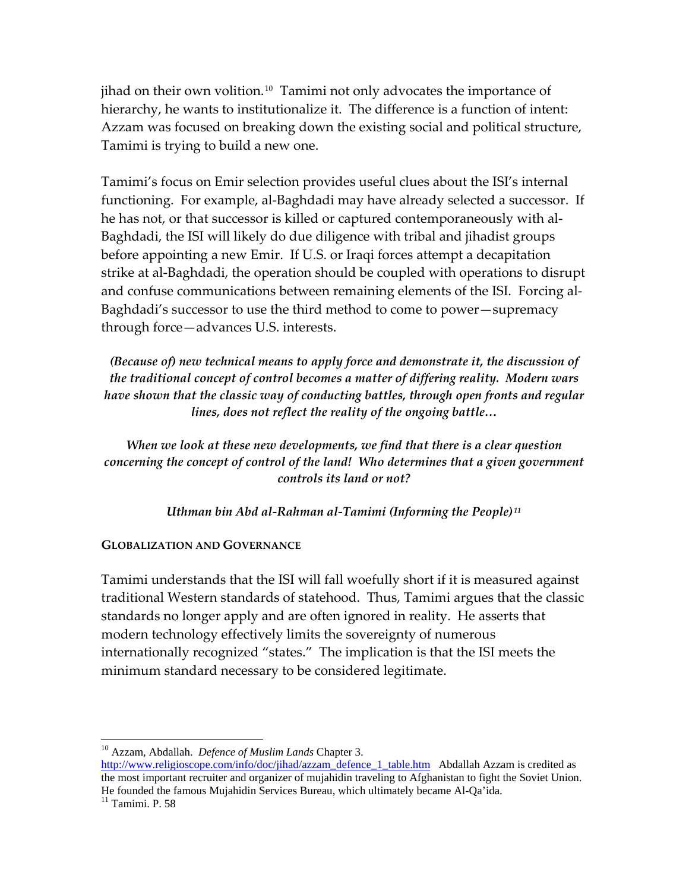jihad on their own volition.[10] Tamimi not only advocates the importance of hierarchy, he wants to institutionalize it. The difference is a function of intent: Azzam was focused on breaking down the existing social and political structure, Tamimi is trying to build a new one.

Tamimi's focus on Emir selection provides useful clues about the ISI's internal functioning. For example, al-Baghdadi may have already selected a successor. If he has not, or that successor is killed or captured contemporaneously with al-Baghdadi, the ISI will likely do due diligence with tribal and jihadist groups before appointing a new Emir. If U.S. or Iraqi forces attempt a decapitation strike at al-Baghdadi, the operation should be coupled with operations to disrupt and confuse communications between remaining elements of the ISI. Forcing al-Baghdadi's successor to use the third method to come to power—supremacy through force—advances U.S. interests.

> ***(Because of) new technical means to apply force and demonstrate it, the discussion of the traditional concept of control becomes a matter of differing reality. Modern wars have shown that the classic way of conducting battles, through open fronts and regular lines, does not reflect the reality of the ongoing battle…***
>
> ***When we look at these new developments, we find that there is a clear question concerning the concept of control of the land! Who determines that a given government controls its land or not?***
>
> ***Uthman bin Abd al-Rahman al-Tamimi (Informing the People)[11]***

## GLOBALIZATION AND GOVERNANCE

Tamimi understands that the ISI will fall woefully short if it is measured against traditional Western standards of statehood. Thus, Tamimi argues that the classic standards no longer apply and are often ignored in reality. He asserts that modern technology effectively limits the sovereignty of numerous internationally recognized "states." The implication is that the ISI meets the minimum standard necessary to be considered legitimate.

---

[10] Azzam, Abdallah. *Defence of Muslim Lands* Chapter 3. http://www.religioscope.com/info/doc/jihad/azzam_defence_1_table.htm Abdallah Azzam is credited as the most important recruiter and organizer of mujahidin traveling to Afghanistan to fight the Soviet Union. He founded the famous Mujahidin Services Bureau, which ultimately became Al-Qa'ida.

[11] Tamimi. P. 58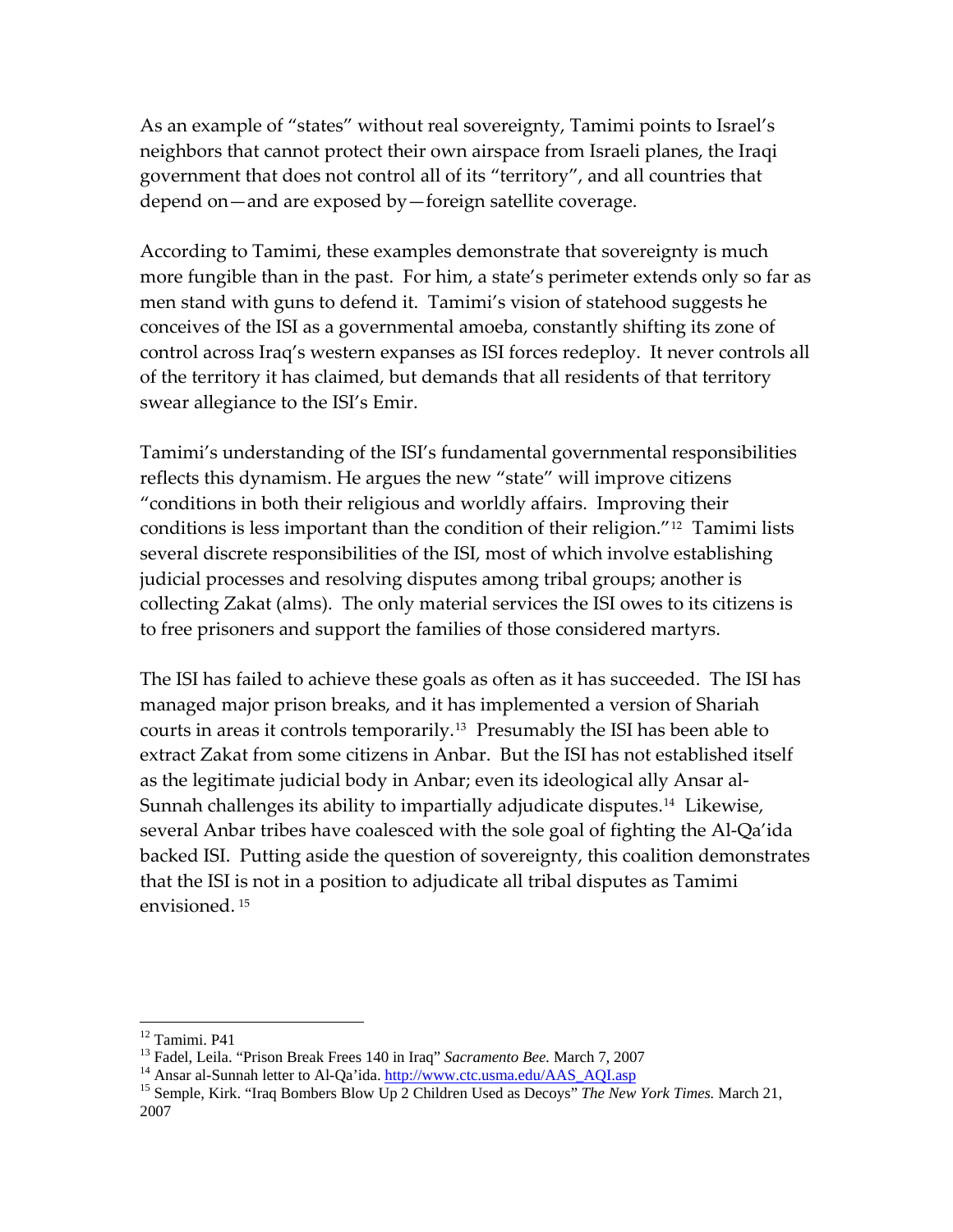As an example of "states" without real sovereignty, Tamimi points to Israel's neighbors that cannot protect their own airspace from Israeli planes, the Iraqi government that does not control all of its "territory", and all countries that depend on—and are exposed by—foreign satellite coverage.

According to Tamimi, these examples demonstrate that sovereignty is much more fungible than in the past. For him, a state's perimeter extends only so far as men stand with guns to defend it. Tamimi's vision of statehood suggests he conceives of the ISI as a governmental amoeba, constantly shifting its zone of control across Iraq's western expanses as ISI forces redeploy. It never controls all of the territory it has claimed, but demands that all residents of that territory swear allegiance to the ISI's Emir.

Tamimi's understanding of the ISI's fundamental governmental responsibilities reflects this dynamism. He argues the new "state" will improve citizens "conditions in both their religious and worldly affairs. Improving their conditions is less important than the condition of their religion."[12] Tamimi lists several discrete responsibilities of the ISI, most of which involve establishing judicial processes and resolving disputes among tribal groups; another is collecting Zakat (alms). The only material services the ISI owes to its citizens is to free prisoners and support the families of those considered martyrs.

The ISI has failed to achieve these goals as often as it has succeeded. The ISI has managed major prison breaks, and it has implemented a version of Shariah courts in areas it controls temporarily.[13] Presumably the ISI has been able to extract Zakat from some citizens in Anbar. But the ISI has not established itself as the legitimate judicial body in Anbar; even its ideological ally Ansar al-Sunnah challenges its ability to impartially adjudicate disputes.[14] Likewise, several Anbar tribes have coalesced with the sole goal of fighting the Al-Qa'ida backed ISI. Putting aside the question of sovereignty, this coalition demonstrates that the ISI is not in a position to adjudicate all tribal disputes as Tamimi envisioned.[15]

---

[12] Tamimi. P41

[13] Fadel, Leila. "Prison Break Frees 140 in Iraq" *Sacramento Bee*. March 7, 2007

[14] Ansar al-Sunnah letter to Al-Qa'ida. http://www.ctc.usma.edu/AAS_AQI.asp

[15] Semple, Kirk. "Iraq Bombers Blow Up 2 Children Used as Decoys" *The New York Times.* March 21, 2007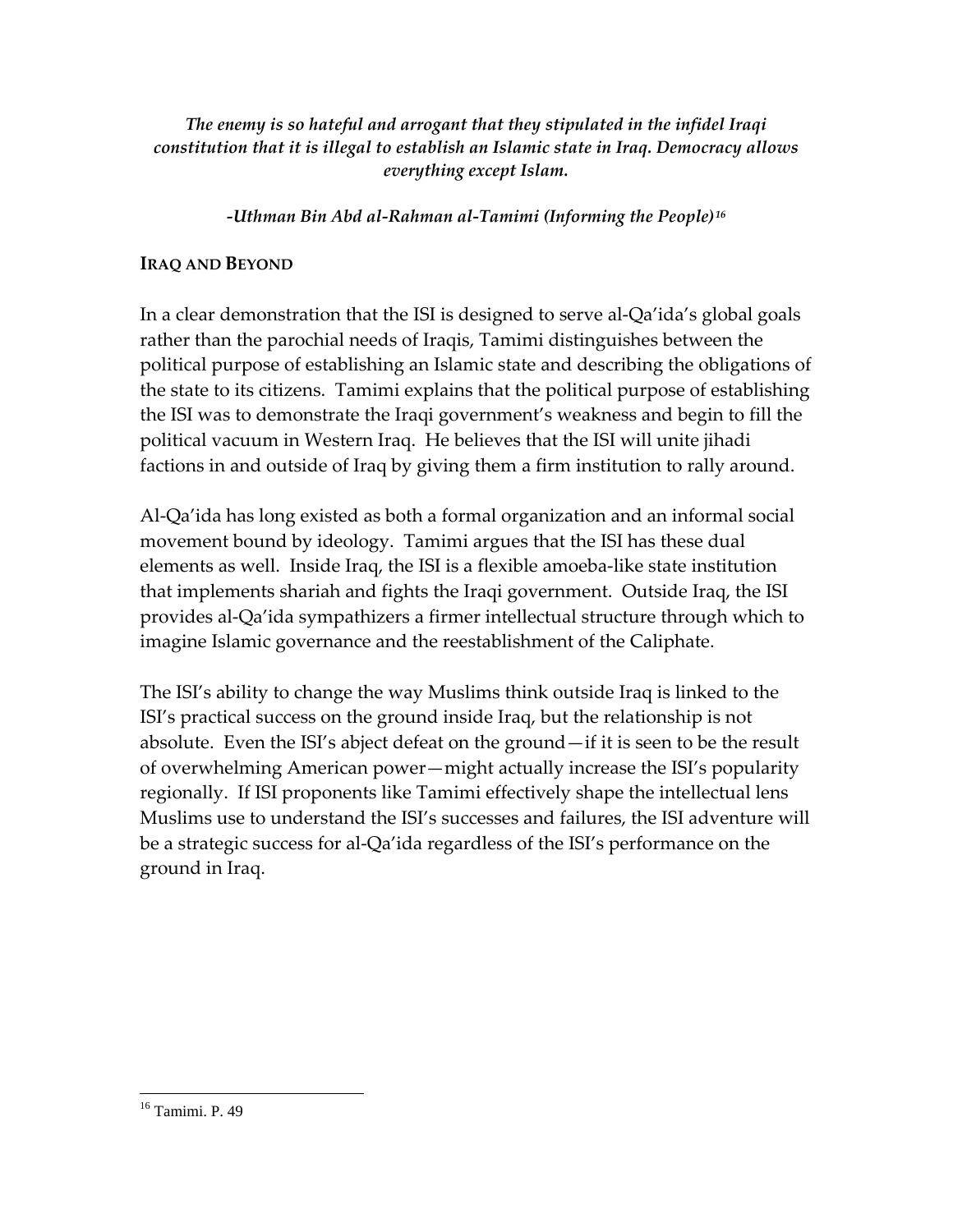*The enemy is so hateful and arrogant that they stipulated in the infidel Iraqi constitution that it is illegal to establish an Islamic state in Iraq. Democracy allows everything except Islam.*

*-Uthman Bin Abd al-Rahman al-Tamimi (Informing the People)*[16]

## IRAQ AND BEYOND

In a clear demonstration that the ISI is designed to serve al-Qa'ida's global goals rather than the parochial needs of Iraqis, Tamimi distinguishes between the political purpose of establishing an Islamic state and describing the obligations of the state to its citizens. Tamimi explains that the political purpose of establishing the ISI was to demonstrate the Iraqi government's weakness and begin to fill the political vacuum in Western Iraq. He believes that the ISI will unite jihadi factions in and outside of Iraq by giving them a firm institution to rally around.

Al-Qa'ida has long existed as both a formal organization and an informal social movement bound by ideology. Tamimi argues that the ISI has these dual elements as well. Inside Iraq, the ISI is a flexible amoeba-like state institution that implements shariah and fights the Iraqi government. Outside Iraq, the ISI provides al-Qa'ida sympathizers a firmer intellectual structure through which to imagine Islamic governance and the reestablishment of the Caliphate.

The ISI's ability to change the way Muslims think outside Iraq is linked to the ISI's practical success on the ground inside Iraq, but the relationship is not absolute. Even the ISI's abject defeat on the ground—if it is seen to be the result of overwhelming American power—might actually increase the ISI's popularity regionally. If ISI proponents like Tamimi effectively shape the intellectual lens Muslims use to understand the ISI's successes and failures, the ISI adventure will be a strategic success for al-Qa'ida regardless of the ISI's performance on the ground in Iraq.

[16] Tamimi. P. 49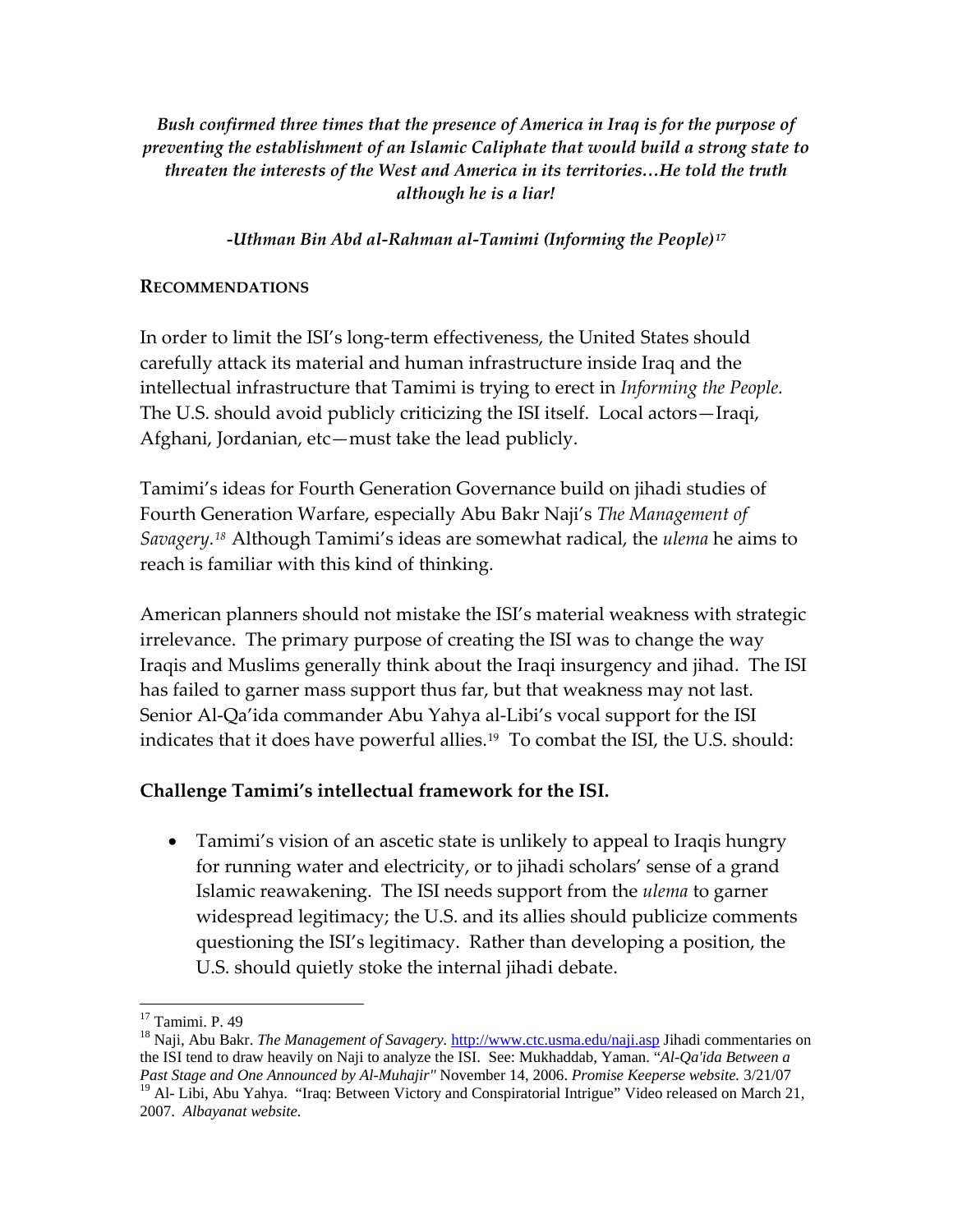*Bush confirmed three times that the presence of America in Iraq is for the purpose of preventing the establishment of an Islamic Caliphate that would build a strong state to threaten the interests of the West and America in its territories…He told the truth although he is a liar!*

*-Uthman Bin Abd al-Rahman al-Tamimi (Informing the People)*[17]

## RECOMMENDATIONS

In order to limit the ISI's long-term effectiveness, the United States should carefully attack its material and human infrastructure inside Iraq and the intellectual infrastructure that Tamimi is trying to erect in *Informing the People.* The U.S. should avoid publicly criticizing the ISI itself. Local actors—Iraqi, Afghani, Jordanian, etc—must take the lead publicly.

Tamimi's ideas for Fourth Generation Governance build on jihadi studies of Fourth Generation Warfare, especially Abu Bakr Naji's *The Management of Savagery.*[18] Although Tamimi's ideas are somewhat radical, the *ulema* he aims to reach is familiar with this kind of thinking.

American planners should not mistake the ISI's material weakness with strategic irrelevance. The primary purpose of creating the ISI was to change the way Iraqis and Muslims generally think about the Iraqi insurgency and jihad. The ISI has failed to garner mass support thus far, but that weakness may not last. Senior Al-Qa'ida commander Abu Yahya al-Libi's vocal support for the ISI indicates that it does have powerful allies.[19] To combat the ISI, the U.S. should:

### Challenge Tamimi's intellectual framework for the ISI.

- Tamimi's vision of an ascetic state is unlikely to appeal to Iraqis hungry for running water and electricity, or to jihadi scholars' sense of a grand Islamic reawakening. The ISI needs support from the *ulema* to garner widespread legitimacy; the U.S. and its allies should publicize comments questioning the ISI's legitimacy. Rather than developing a position, the U.S. should quietly stoke the internal jihadi debate.

---

[17] Tamimi. P. 49

[18] Naji, Abu Bakr. *The Management of Savagery.* http://www.ctc.usma.edu/naji.asp Jihadi commentaries on the ISI tend to draw heavily on Naji to analyze the ISI. See: Mukhaddab, Yaman. "*Al-Qa'ida Between a Past Stage and One Announced by Al-Muhajir"* November 14, 2006. *Promise Keeperse website.* 3/21/07

[19] Al- Libi, Abu Yahya. "Iraq: Between Victory and Conspiratorial Intrigue" Video released on March 21, 2007. *Albayanat website.*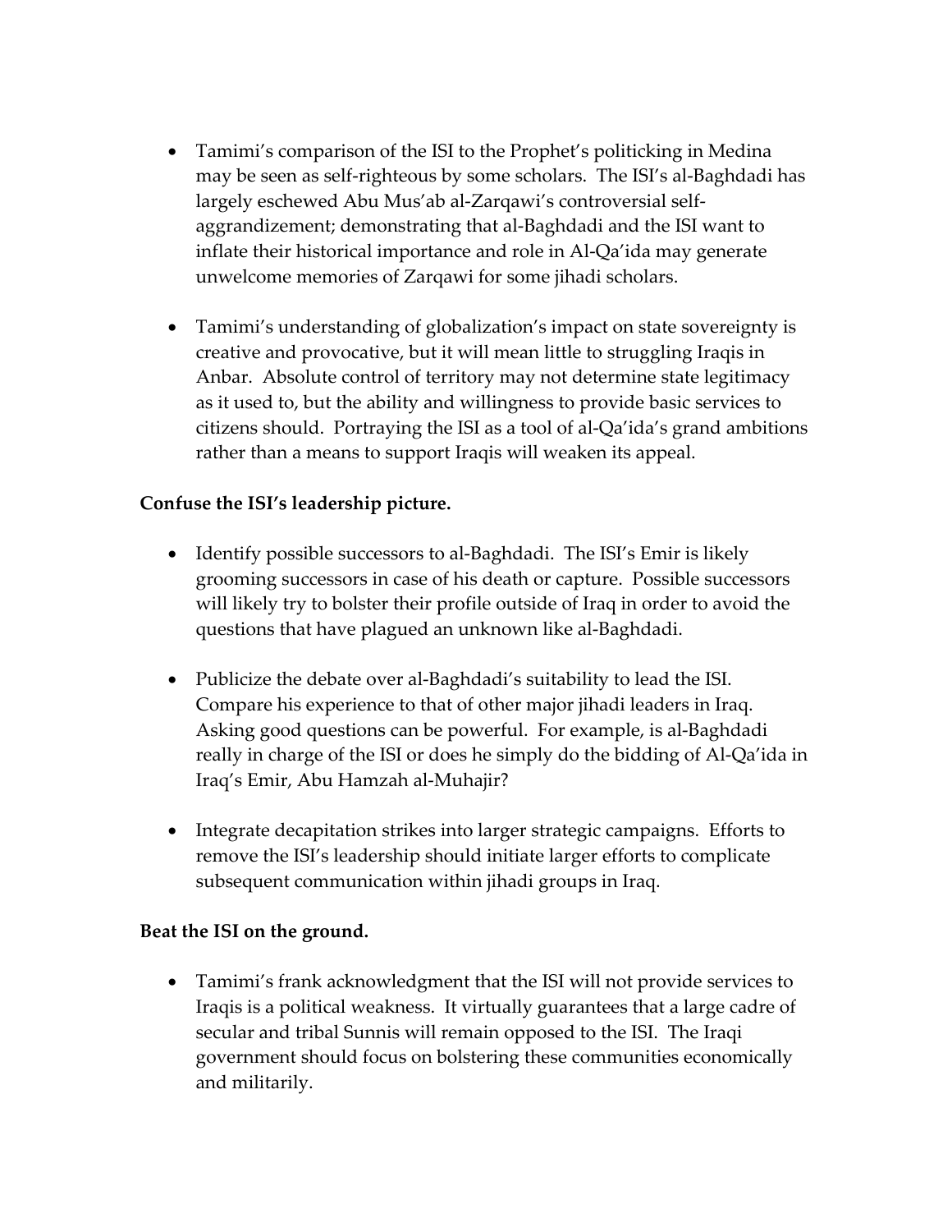- Tamimi's comparison of the ISI to the Prophet's politicking in Medina may be seen as self-righteous by some scholars. The ISI's al-Baghdadi has largely eschewed Abu Mus'ab al-Zarqawi's controversial self-aggrandizement; demonstrating that al-Baghdadi and the ISI want to inflate their historical importance and role in Al-Qa'ida may generate unwelcome memories of Zarqawi for some jihadi scholars.

- Tamimi's understanding of globalization's impact on state sovereignty is creative and provocative, but it will mean little to struggling Iraqis in Anbar. Absolute control of territory may not determine state legitimacy as it used to, but the ability and willingness to provide basic services to citizens should. Portraying the ISI as a tool of al-Qa'ida's grand ambitions rather than a means to support Iraqis will weaken its appeal.

**Confuse the ISI's leadership picture.**

- Identify possible successors to al-Baghdadi. The ISI's Emir is likely grooming successors in case of his death or capture. Possible successors will likely try to bolster their profile outside of Iraq in order to avoid the questions that have plagued an unknown like al-Baghdadi.

- Publicize the debate over al-Baghdadi's suitability to lead the ISI. Compare his experience to that of other major jihadi leaders in Iraq. Asking good questions can be powerful. For example, is al-Baghdadi really in charge of the ISI or does he simply do the bidding of Al-Qa'ida in Iraq's Emir, Abu Hamzah al-Muhajir?

- Integrate decapitation strikes into larger strategic campaigns. Efforts to remove the ISI's leadership should initiate larger efforts to complicate subsequent communication within jihadi groups in Iraq.

**Beat the ISI on the ground.**

- Tamimi's frank acknowledgment that the ISI will not provide services to Iraqis is a political weakness. It virtually guarantees that a large cadre of secular and tribal Sunnis will remain opposed to the ISI. The Iraqi government should focus on bolstering these communities economically and militarily.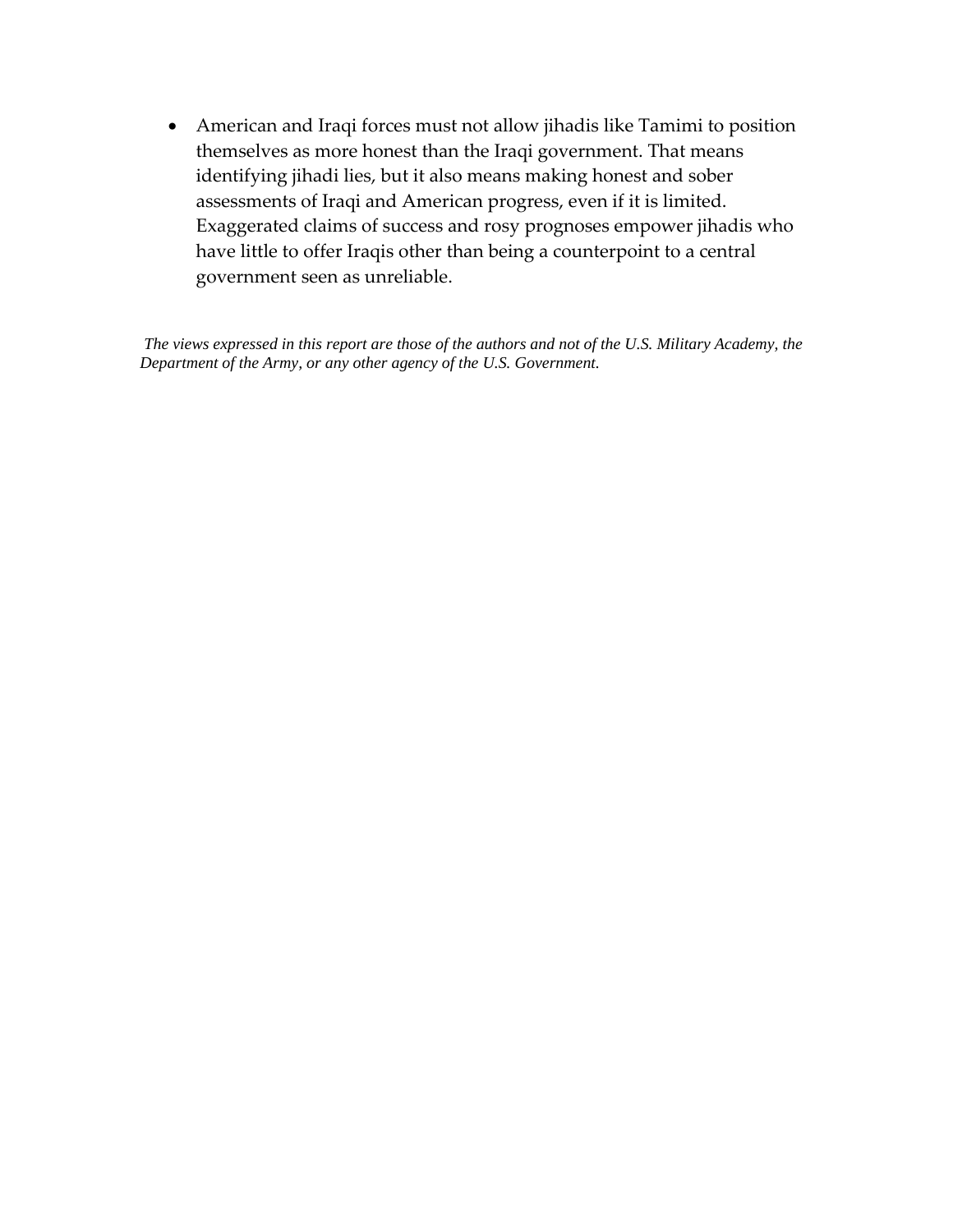- American and Iraqi forces must not allow jihadis like Tamimi to position themselves as more honest than the Iraqi government. That means identifying jihadi lies, but it also means making honest and sober assessments of Iraqi and American progress, even if it is limited. Exaggerated claims of success and rosy prognoses empower jihadis who have little to offer Iraqis other than being a counterpoint to a central government seen as unreliable.

*The views expressed in this report are those of the authors and not of the U.S. Military Academy, the Department of the Army, or any other agency of the U.S. Government.*